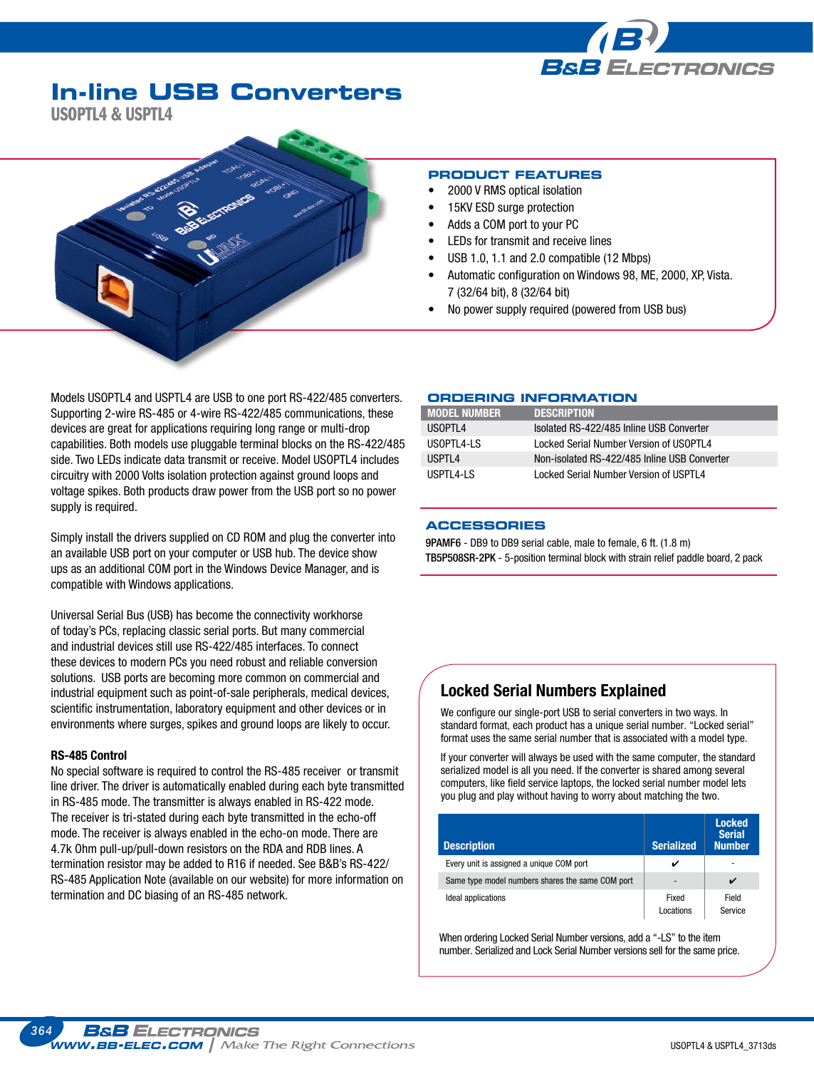# In-line USB Converters

## USOPTL4 & USPTL4

### PRODUCT FEATURES

- 2000 V RMS optical isolation
- 15KV ESD surge protection
- Adds a COM port to your PC
- LEDs for transmit and receive lines
- USB 1.0, 1.1 and 2.0 compatible (12 Mbps)
- Automatic configuration on Windows 98, ME, 2000, XP, Vista. 7 (32/64 bit), 8 (32/64 bit)
- No power supply required (powered from USB bus)

Models USOPTL4 and USPTL4 are USB to one port RS-422/485 converters. Supporting 2-wire RS-485 or 4-wire RS-422/485 communications, these devices are great for applications requiring long range or multi-drop capabilities. Both models use pluggable terminal blocks on the RS-422/485 side. Two LEDs indicate data transmit or receive. Model USOPTL4 includes circuitry with 2000 Volts isolation protection against ground loops and voltage spikes. Both products draw power from the USB port so no power supply is required.

Simply install the drivers supplied on CD ROM and plug the converter into an available USB port on your computer or USB hub. The device show ups as an additional COM port in the Windows Device Manager, and is compatible with Windows applications.

Universal Serial Bus (USB) has become the connectivity workhorse of today's PCs, replacing classic serial ports. But many commercial and industrial devices still use RS-422/485 interfaces. To connect these devices to modern PCs you need robust and reliable conversion solutions. USB ports are becoming more common on commercial and industrial equipment such as point-of-sale peripherals, medical devices, scientific instrumentation, laboratory equipment and other devices or in environments where surges, spikes and ground loops are likely to occur.

**RS-485 Control**

No special software is required to control the RS-485 receiver or transmit line driver. The driver is automatically enabled during each byte transmitted in RS-485 mode. The transmitter is always enabled in RS-422 mode. The receiver is tri-stated during each byte transmitted in the echo-off mode. The receiver is always enabled in the echo-on mode. There are 4.7k Ohm pull-up/pull-down resistors on the RDA and RDB lines. A termination resistor may be added to R16 if needed. See B&B's RS-422/ RS-485 Application Note (available on our website) for more information on termination and DC biasing of an RS-485 network.

### ORDERING INFORMATION

| MODEL NUMBER | DESCRIPTION |
|---|---|
| USOPTL4 | Isolated RS-422/485 Inline USB Converter |
| USOPTL4-LS | Locked Serial Number Version of USOPTL4 |
| USPTL4 | Non-isolated RS-422/485 Inline USB Converter |
| USPTL4-LS | Locked Serial Number Version of USPTL4 |

### ACCESSORIES

**9PAMF6** - DB9 to DB9 serial cable, male to female, 6 ft. (1.8 m)
**TB5P508SR-2PK** - 5-position terminal block with strain relief paddle board, 2 pack

## Locked Serial Numbers Explained

We configure our single-port USB to serial converters in two ways. In standard format, each product has a unique serial number. "Locked serial" format uses the same serial number that is associated with a model type.

If your converter will always be used with the same computer, the standard serialized model is all you need. If the converter is shared among several computers, like field service laptops, the locked serial number model lets you plug and play without having to worry about matching the two.

| Description | Serialized | Locked Serial Number |
|---|---|---|
| Every unit is assigned a unique COM port | ✔ | - |
| Same type model numbers shares the same COM port | - | ✔ |
| Ideal applications | Fixed Locations | Field Service |

When ordering Locked Serial Number versions, add a "-LS" to the item number. Serialized and Lock Serial Number versions sell for the same price.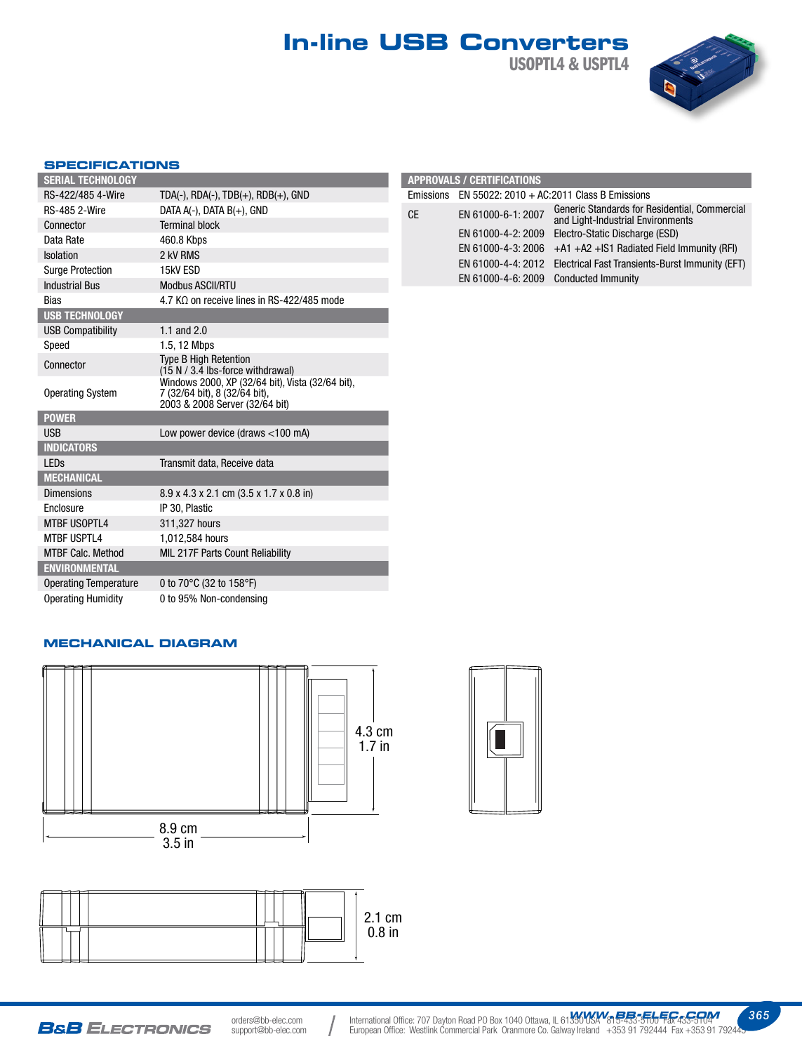# In-line USB Converters

## USOPTL4 & USPTL4

## SPECIFICATIONS

| SERIAL TECHNOLOGY | |
|---|---|
| RS-422/485 4-Wire | TDA(-), RDA(-), TDB(+), RDB(+), GND |
| RS-485 2-Wire | DATA A(-), DATA B(+), GND |
| Connector | Terminal block |
| Data Rate | 460.8 Kbps |
| Isolation | 2 kV RMS |
| Surge Protection | 15kV ESD |
| Industrial Bus | Modbus ASCII/RTU |
| Bias | 4.7 KΩ on receive lines in RS-422/485 mode |
| **USB TECHNOLOGY** | |
| USB Compatibility | 1.1 and 2.0 |
| Speed | 1.5, 12 Mbps |
| Connector | Type B High Retention (15 N / 3.4 lbs-force withdrawal) |
| Operating System | Windows 2000, XP (32/64 bit), Vista (32/64 bit), 7 (32/64 bit), 8 (32/64 bit), 2003 & 2008 Server (32/64 bit) |
| **POWER** | |
| USB | Low power device (draws <100 mA) |
| **INDICATORS** | |
| LEDs | Transmit data, Receive data |
| **MECHANICAL** | |
| Dimensions | 8.9 x 4.3 x 2.1 cm (3.5 x 1.7 x 0.8 in) |
| Enclosure | IP 30, Plastic |
| MTBF USOPTL4 | 311,327 hours |
| MTBF USPTL4 | 1,012,584 hours |
| MTBF Calc. Method | MIL 217F Parts Count Reliability |
| **ENVIRONMENTAL** | |
| Operating Temperature | 0 to 70°C (32 to 158°F) |
| Operating Humidity | 0 to 95% Non-condensing |

| APPROVALS / CERTIFICATIONS | | |
|---|---|---|
| Emissions | EN 55022: 2010 + AC:2011 Class B Emissions | |
| CE | EN 61000-6-1: 2007 | Generic Standards for Residential, Commercial and Light-Industrial Environments |
| | EN 61000-4-2: 2009 | Electro-Static Discharge (ESD) |
| | EN 61000-4-3: 2006 | +A1 +A2 +IS1 Radiated Field Immunity (RFI) |
| | EN 61000-4-4: 2012 | Electrical Fast Transients-Burst Immunity (EFT) |
| | EN 61000-4-6: 2009 | Conducted Immunity |

## MECHANICAL DIAGRAM

4.3 cm
1.7 in

8.9 cm
3.5 in

2.1 cm
0.8 in

B&B ELECTRONICS

orders@bb-elec.com
support@bb-elec.com

International Office: 707 Dayton Road PO Box 1040 Ottawa, IL 61350 USA 815-433-5100 Fax 433-5104
European Office: Westlink Commercial Park Oranmore Co. Galway Ireland +353 91 792444 Fax +353 91 792445

WWW.BB-ELEC.COM